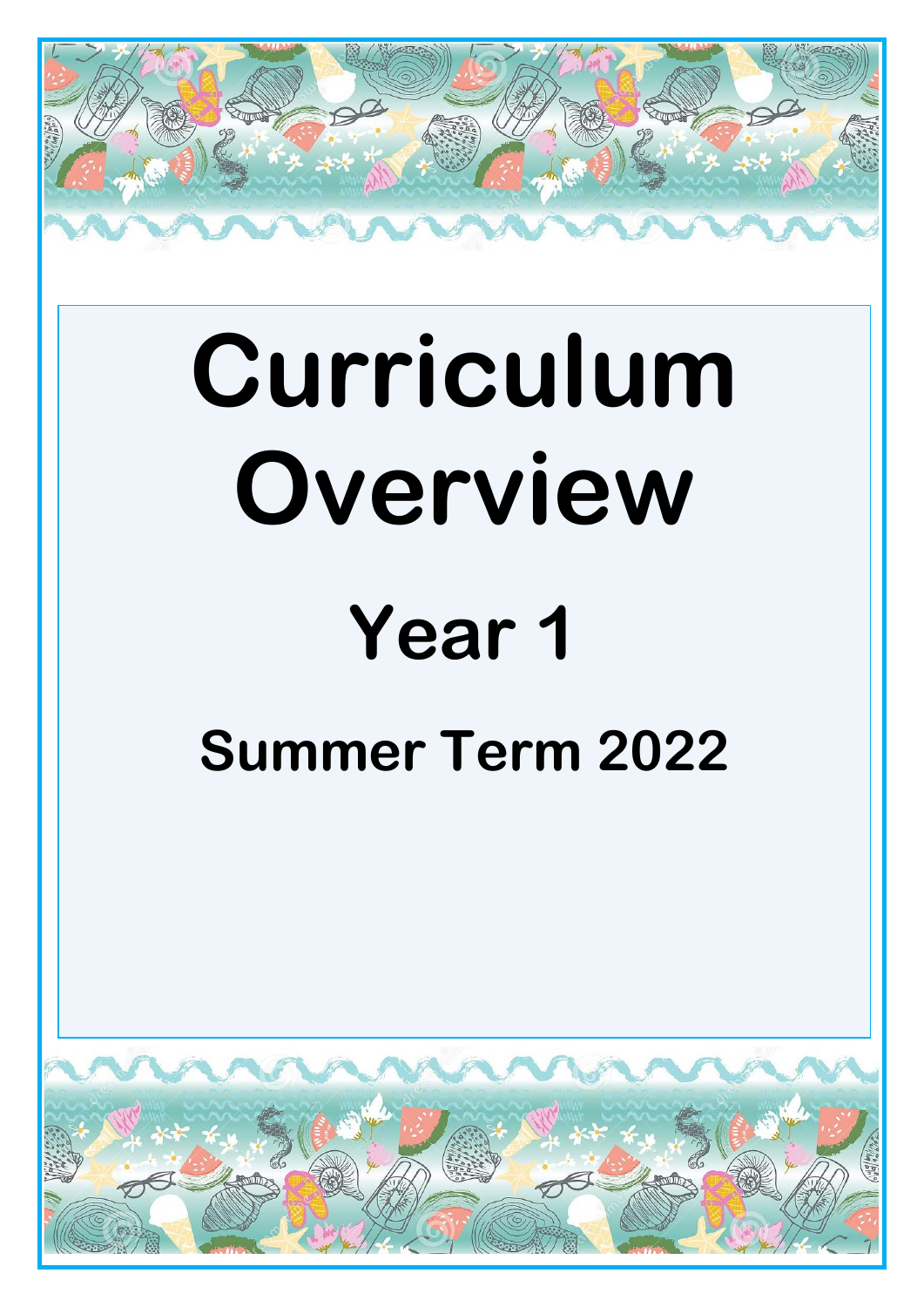# Curriculum Overview

## Year 1

### Summer Term 2022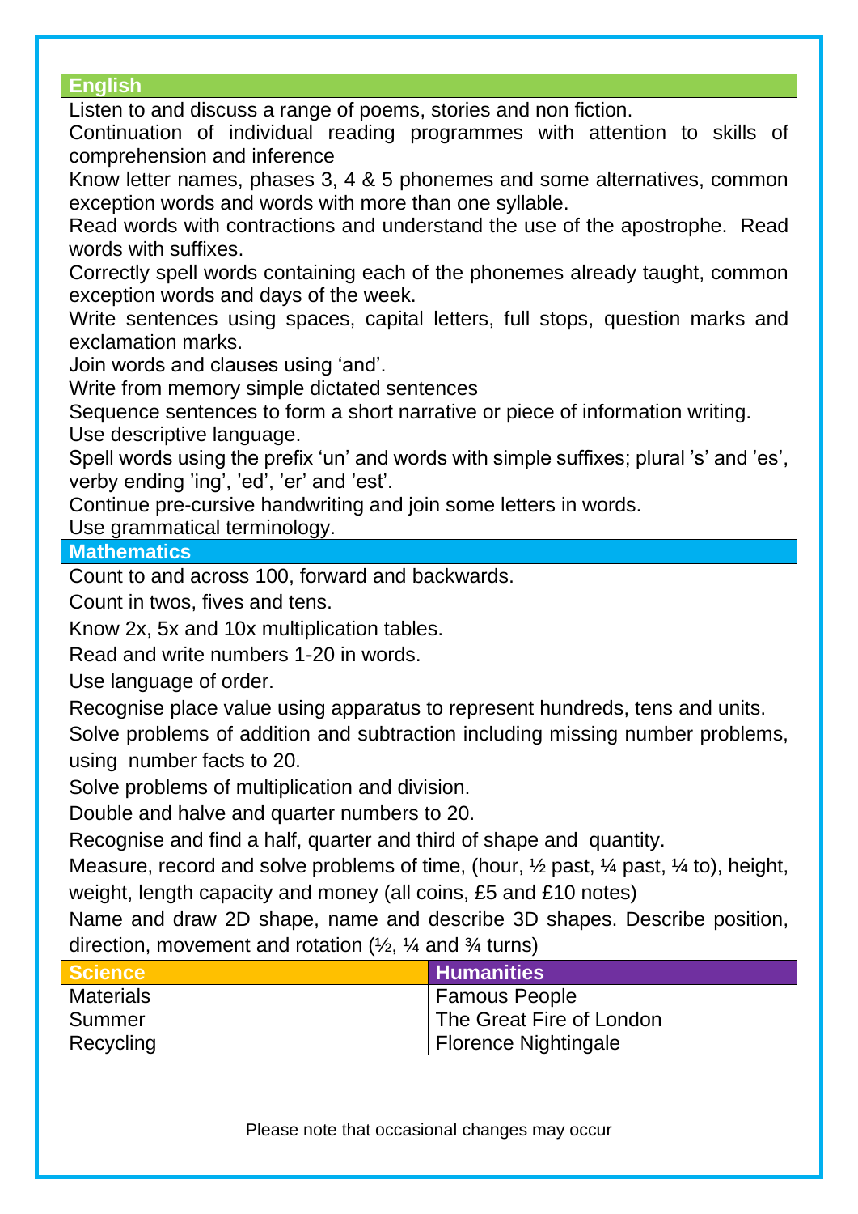## English

Listen to and discuss a range of poems, stories and non fiction.
Continuation of individual reading programmes with attention to skills of comprehension and inference
Know letter names, phases 3, 4 & 5 phonemes and some alternatives, common exception words and words with more than one syllable.
Read words with contractions and understand the use of the apostrophe. Read words with suffixes.
Correctly spell words containing each of the phonemes already taught, common exception words and days of the week.
Write sentences using spaces, capital letters, full stops, question marks and exclamation marks.
Join words and clauses using 'and'.
Write from memory simple dictated sentences
Sequence sentences to form a short narrative or piece of information writing.
Use descriptive language.
Spell words using the prefix 'un' and words with simple suffixes; plural 's' and 'es', verby ending 'ing', 'ed', 'er' and 'est'.
Continue pre-cursive handwriting and join some letters in words.
Use grammatical terminology.

## Mathematics

Count to and across 100, forward and backwards.
Count in twos, fives and tens.
Know 2x, 5x and 10x multiplication tables.
Read and write numbers 1-20 in words.
Use language of order.
Recognise place value using apparatus to represent hundreds, tens and units.
Solve problems of addition and subtraction including missing number problems, using number facts to 20.
Solve problems of multiplication and division.
Double and halve and quarter numbers to 20.
Recognise and find a half, quarter and third of shape and quantity.
Measure, record and solve problems of time, (hour, ½ past, ¼ past, ¼ to), height, weight, length capacity and money (all coins, £5 and £10 notes)
Name and draw 2D shape, name and describe 3D shapes. Describe position, direction, movement and rotation (½, ¼ and ¾ turns)

| Science | Humanities |
|---|---|
| Materials | Famous People |
| Summer | The Great Fire of London |
| Recycling | Florence Nightingale |

Please note that occasional changes may occur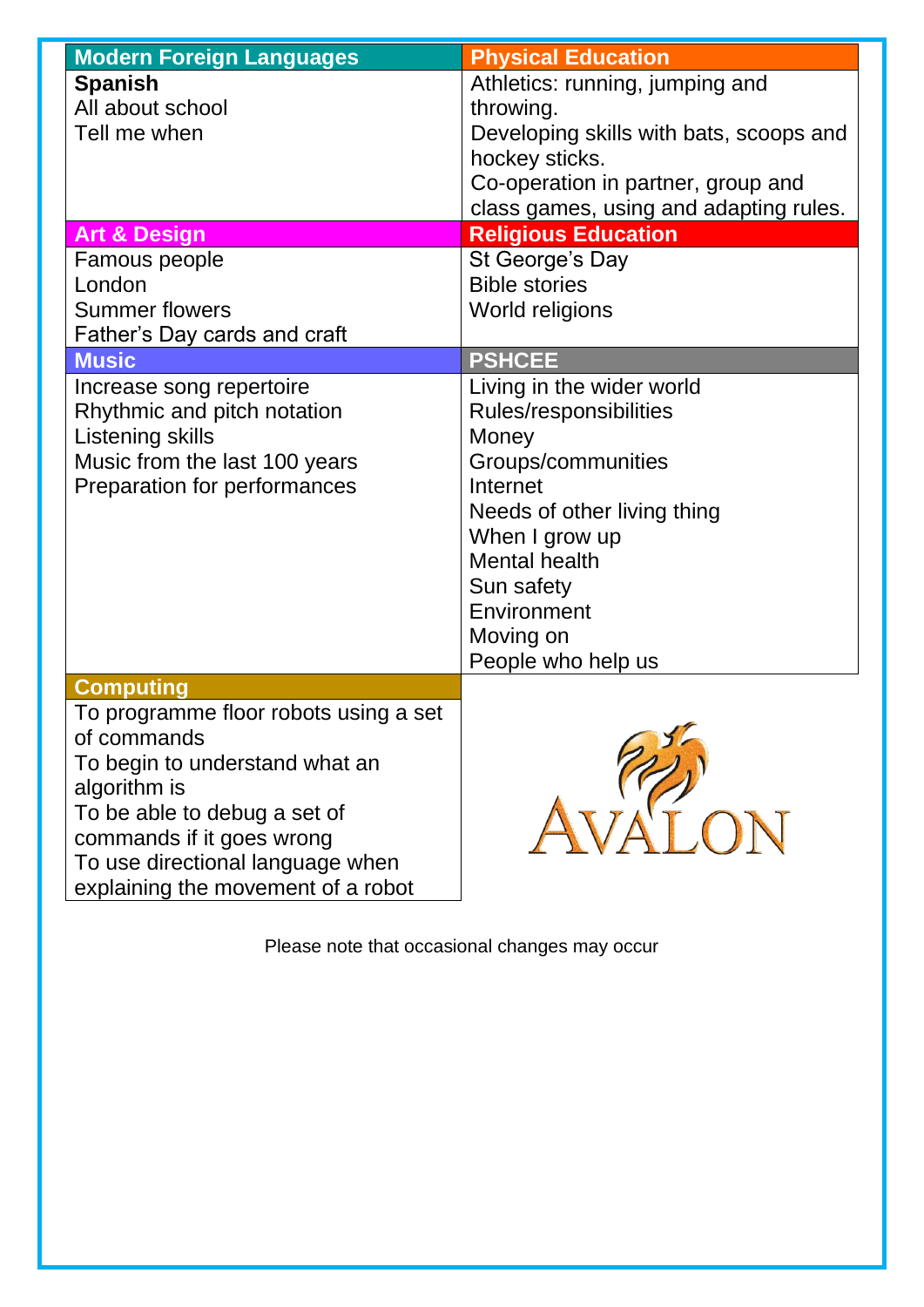| Modern Foreign Languages | Physical Education |
|---|---|
| **Spanish**<br>All about school<br>Tell me when | Athletics: running, jumping and throwing.<br>Developing skills with bats, scoops and hockey sticks.<br>Co-operation in partner, group and class games, using and adapting rules. |
| **Art & Design** | **Religious Education** |
| Famous people<br>London<br>Summer flowers<br>Father's Day cards and craft | St George's Day<br>Bible stories<br>World religions |
| **Music** | **PSHCEE** |
| Increase song repertoire<br>Rhythmic and pitch notation<br>Listening skills<br>Music from the last 100 years<br>Preparation for performances | Living in the wider world<br>Rules/responsibilities<br>Money<br>Groups/communities<br>Internet<br>Needs of other living thing<br>When I grow up<br>Mental health<br>Sun safety<br>Environment<br>Moving on<br>People who help us |
| **Computing** | |
| To programme floor robots using a set of commands<br>To begin to understand what an algorithm is<br>To be able to debug a set of commands if it goes wrong<br>To use directional language when explaining the movement of a robot | AVALON |

Please note that occasional changes may occur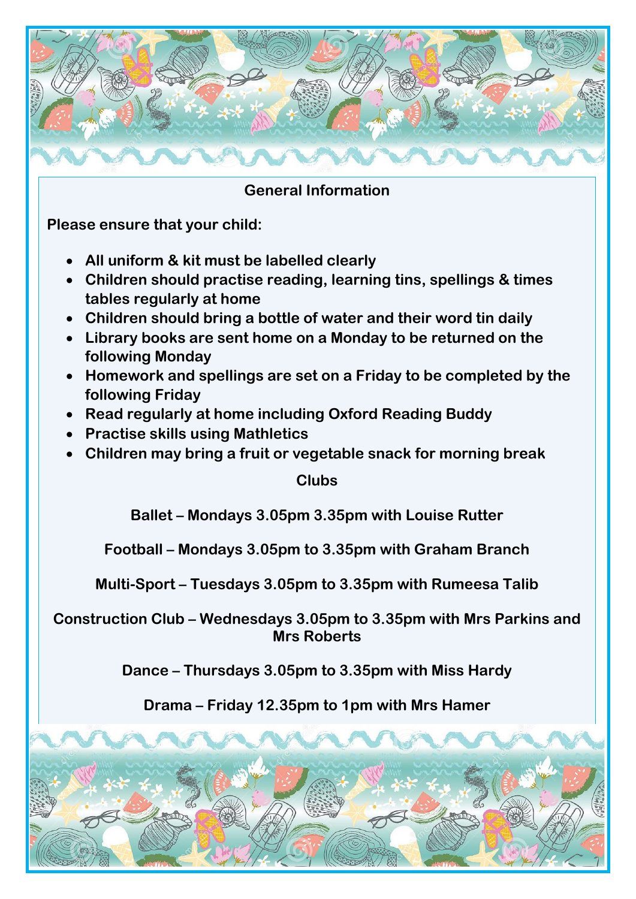## General Information

**Please ensure that your child:**

- **All uniform & kit must be labelled clearly**
- **Children should practise reading, learning tins, spellings & times tables regularly at home**
- **Children should bring a bottle of water and their word tin daily**
- **Library books are sent home on a Monday to be returned on the following Monday**
- **Homework and spellings are set on a Friday to be completed by the following Friday**
- **Read regularly at home including Oxford Reading Buddy**
- **Practise skills using Mathletics**
- **Children may bring a fruit or vegetable snack for morning break**

## Clubs

**Ballet – Mondays 3.05pm 3.35pm with Louise Rutter**

**Football – Mondays 3.05pm to 3.35pm with Graham Branch**

**Multi-Sport – Tuesdays 3.05pm to 3.35pm with Rumeesa Talib**

**Construction Club – Wednesdays 3.05pm to 3.35pm with Mrs Parkins and Mrs Roberts**

**Dance – Thursdays 3.05pm to 3.35pm with Miss Hardy**

**Drama – Friday 12.35pm to 1pm with Mrs Hamer**